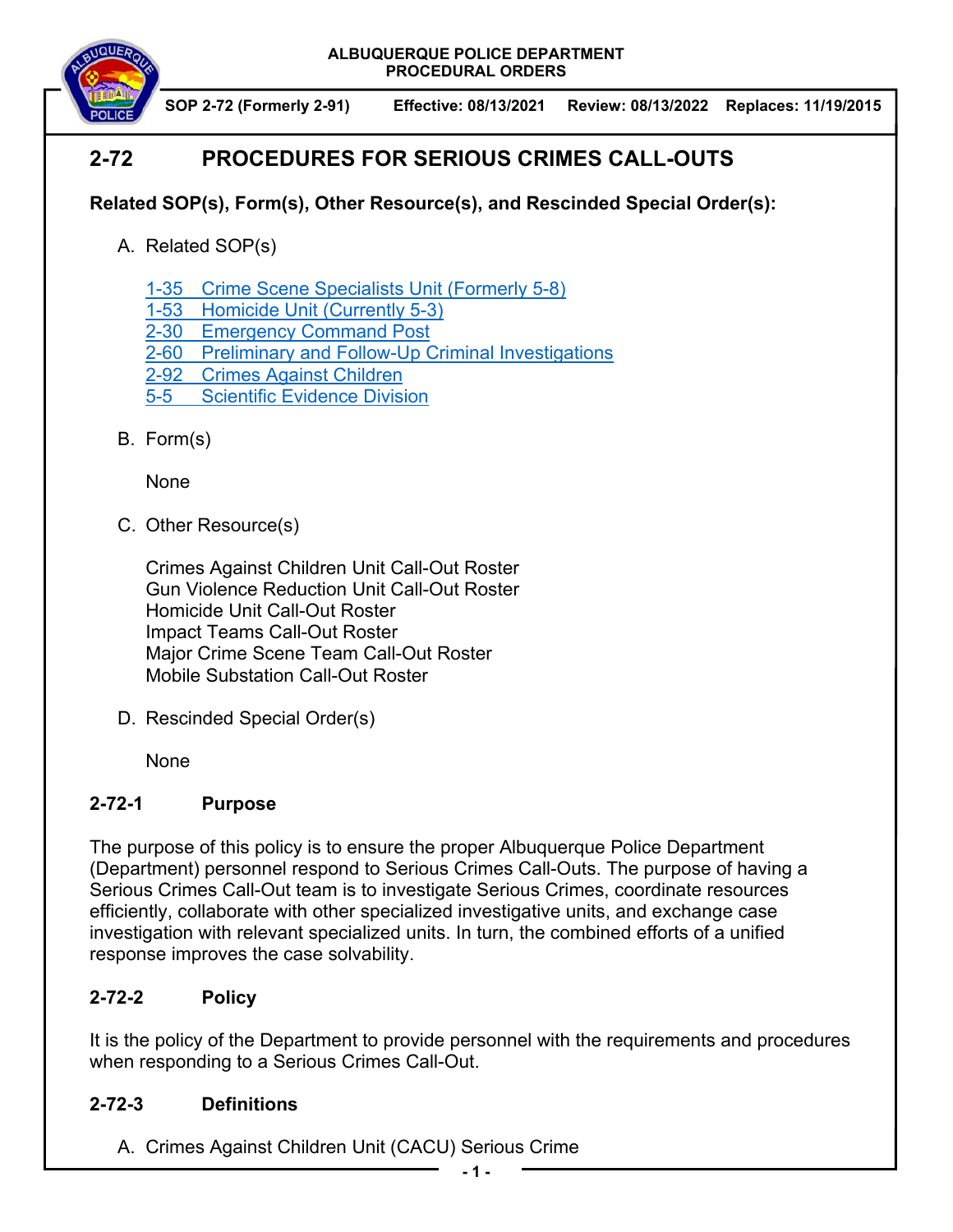ALBUQUERQUE POLICE DEPARTMENT
PROCEDURAL ORDERS

SOP 2-72 (Formerly 2-91) Effective: 08/13/2021 Review: 08/13/2022 Replaces: 11/19/2015

# 2-72 PROCEDURES FOR SERIOUS CRIMES CALL-OUTS

**Related SOP(s), Form(s), Other Resource(s), and Rescinded Special Order(s):**

A. Related SOP(s)

   1-35 Crime Scene Specialists Unit (Formerly 5-8)
   1-53 Homicide Unit (Currently 5-3)
   2-30 Emergency Command Post
   2-60 Preliminary and Follow-Up Criminal Investigations
   2-92 Crimes Against Children
   5-5 Scientific Evidence Division

B. Form(s)

   None

C. Other Resource(s)

   Crimes Against Children Unit Call-Out Roster
   Gun Violence Reduction Unit Call-Out Roster
   Homicide Unit Call-Out Roster
   Impact Teams Call-Out Roster
   Major Crime Scene Team Call-Out Roster
   Mobile Substation Call-Out Roster

D. Rescinded Special Order(s)

   None

## 2-72-1 Purpose

The purpose of this policy is to ensure the proper Albuquerque Police Department (Department) personnel respond to Serious Crimes Call-Outs. The purpose of having a Serious Crimes Call-Out team is to investigate Serious Crimes, coordinate resources efficiently, collaborate with other specialized investigative units, and exchange case investigation with relevant specialized units. In turn, the combined efforts of a unified response improves the case solvability.

## 2-72-2 Policy

It is the policy of the Department to provide personnel with the requirements and procedures when responding to a Serious Crimes Call-Out.

## 2-72-3 Definitions

A. Crimes Against Children Unit (CACU) Serious Crime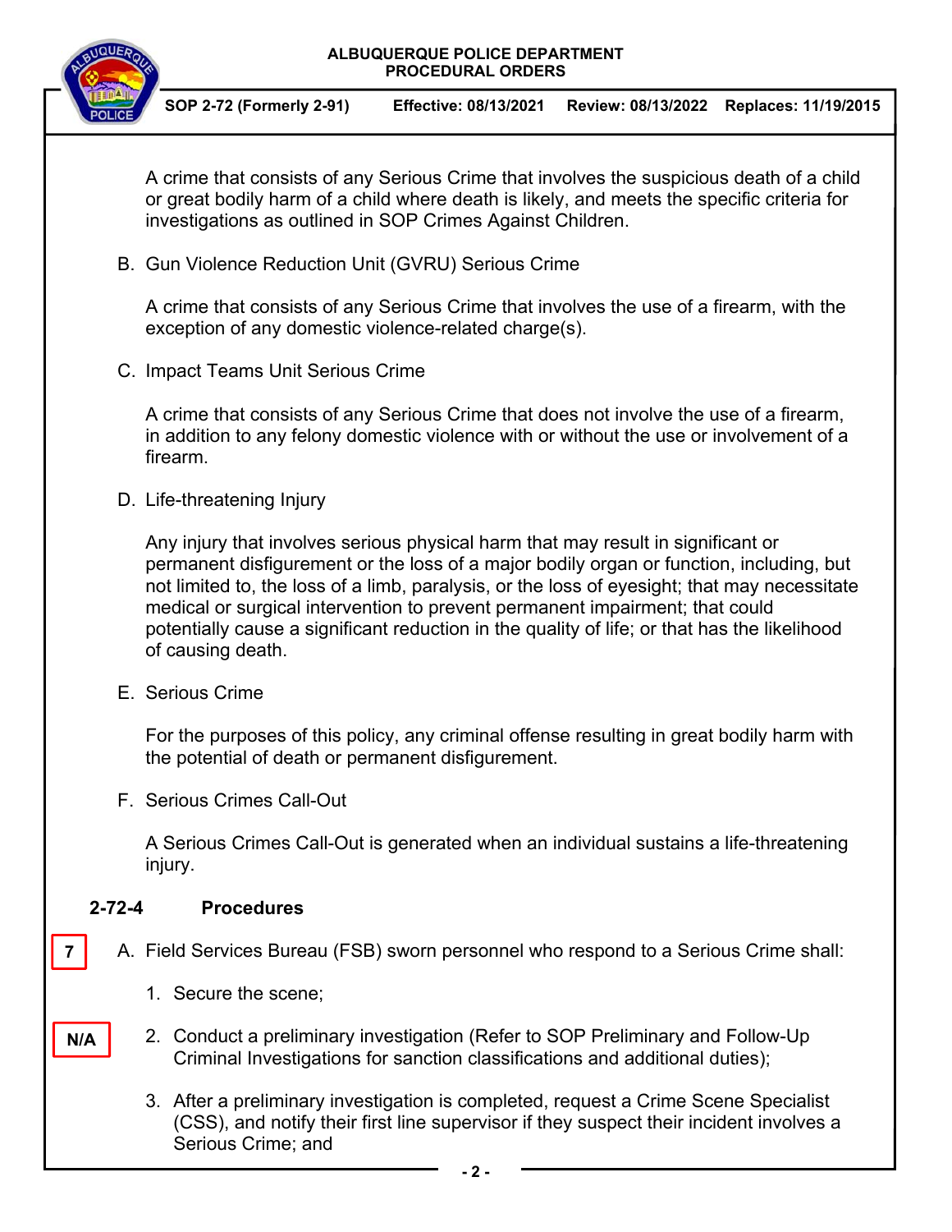A crime that consists of any Serious Crime that involves the suspicious death of a child or great bodily harm of a child where death is likely, and meets the specific criteria for investigations as outlined in SOP Crimes Against Children.

B. Gun Violence Reduction Unit (GVRU) Serious Crime

A crime that consists of any Serious Crime that involves the use of a firearm, with the exception of any domestic violence-related charge(s).

C. Impact Teams Unit Serious Crime

A crime that consists of any Serious Crime that does not involve the use of a firearm, in addition to any felony domestic violence with or without the use or involvement of a firearm.

D. Life-threatening Injury

Any injury that involves serious physical harm that may result in significant or permanent disfigurement or the loss of a major bodily organ or function, including, but not limited to, the loss of a limb, paralysis, or the loss of eyesight; that may necessitate medical or surgical intervention to prevent permanent impairment; that could potentially cause a significant reduction in the quality of life; or that has the likelihood of causing death.

E. Serious Crime

For the purposes of this policy, any criminal offense resulting in great bodily harm with the potential of death or permanent disfigurement.

F. Serious Crimes Call-Out

A Serious Crimes Call-Out is generated when an individual sustains a life-threatening injury.

## 2-72-4 Procedures

7

A. Field Services Bureau (FSB) sworn personnel who respond to a Serious Crime shall:

1. Secure the scene;

N/A

2. Conduct a preliminary investigation (Refer to SOP Preliminary and Follow-Up Criminal Investigations for sanction classifications and additional duties);

3. After a preliminary investigation is completed, request a Crime Scene Specialist (CSS), and notify their first line supervisor if they suspect their incident involves a Serious Crime; and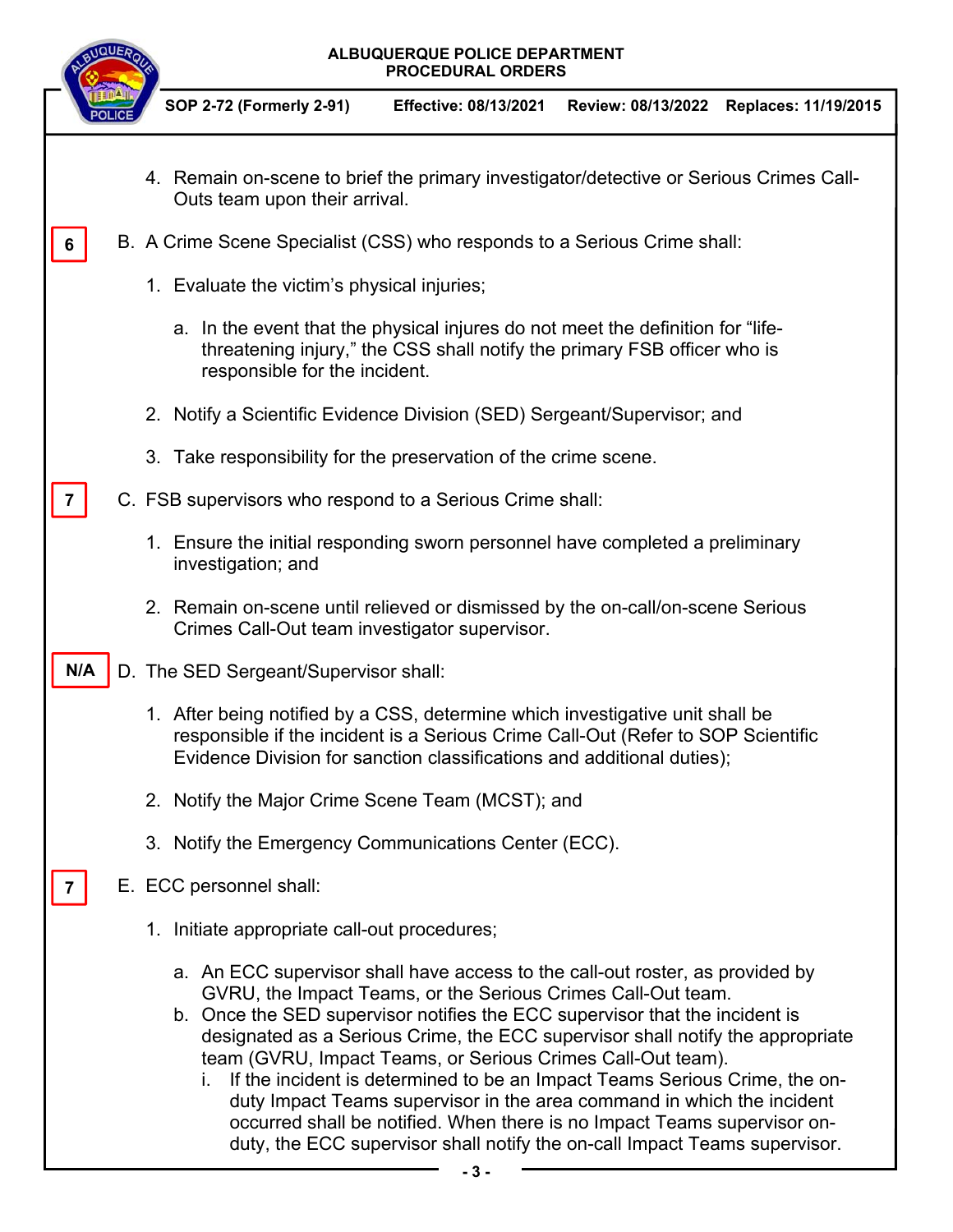4. Remain on-scene to brief the primary investigator/detective or Serious Crimes Call-Outs team upon their arrival.

6

B. A Crime Scene Specialist (CSS) who responds to a Serious Crime shall:

1. Evaluate the victim's physical injuries;

   a. In the event that the physical injures do not meet the definition for "life-threatening injury," the CSS shall notify the primary FSB officer who is responsible for the incident.

2. Notify a Scientific Evidence Division (SED) Sergeant/Supervisor; and

3. Take responsibility for the preservation of the crime scene.

7

C. FSB supervisors who respond to a Serious Crime shall:

1. Ensure the initial responding sworn personnel have completed a preliminary investigation; and

2. Remain on-scene until relieved or dismissed by the on-call/on-scene Serious Crimes Call-Out team investigator supervisor.

N/A

D. The SED Sergeant/Supervisor shall:

1. After being notified by a CSS, determine which investigative unit shall be responsible if the incident is a Serious Crime Call-Out (Refer to SOP Scientific Evidence Division for sanction classifications and additional duties);

2. Notify the Major Crime Scene Team (MCST); and

3. Notify the Emergency Communications Center (ECC).

7

E. ECC personnel shall:

1. Initiate appropriate call-out procedures;

   a. An ECC supervisor shall have access to the call-out roster, as provided by GVRU, the Impact Teams, or the Serious Crimes Call-Out team.
   b. Once the SED supervisor notifies the ECC supervisor that the incident is designated as a Serious Crime, the ECC supervisor shall notify the appropriate team (GVRU, Impact Teams, or Serious Crimes Call-Out team).
      i. If the incident is determined to be an Impact Teams Serious Crime, the on-duty Impact Teams supervisor in the area command in which the incident occurred shall be notified. When there is no Impact Teams supervisor on-duty, the ECC supervisor shall notify the on-call Impact Teams supervisor.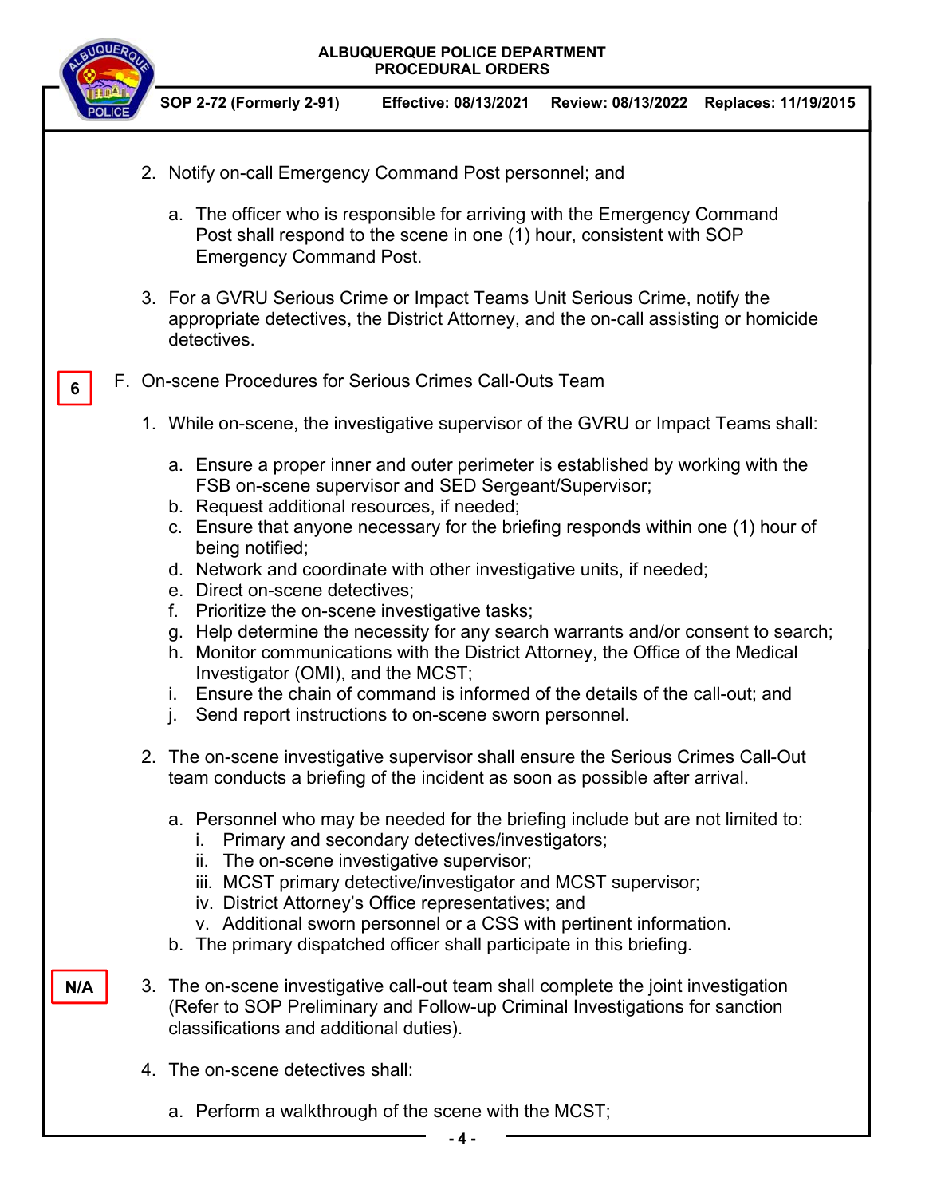2. Notify on-call Emergency Command Post personnel; and

   a. The officer who is responsible for arriving with the Emergency Command Post shall respond to the scene in one (1) hour, consistent with SOP Emergency Command Post.

3. For a GVRU Serious Crime or Impact Teams Unit Serious Crime, notify the appropriate detectives, the District Attorney, and the on-call assisting or homicide detectives.

6

F. On-scene Procedures for Serious Crimes Call-Outs Team

1. While on-scene, the investigative supervisor of the GVRU or Impact Teams shall:

   a. Ensure a proper inner and outer perimeter is established by working with the FSB on-scene supervisor and SED Sergeant/Supervisor;
   b. Request additional resources, if needed;
   c. Ensure that anyone necessary for the briefing responds within one (1) hour of being notified;
   d. Network and coordinate with other investigative units, if needed;
   e. Direct on-scene detectives;
   f. Prioritize the on-scene investigative tasks;
   g. Help determine the necessity for any search warrants and/or consent to search;
   h. Monitor communications with the District Attorney, the Office of the Medical Investigator (OMI), and the MCST;
   i. Ensure the chain of command is informed of the details of the call-out; and
   j. Send report instructions to on-scene sworn personnel.

2. The on-scene investigative supervisor shall ensure the Serious Crimes Call-Out team conducts a briefing of the incident as soon as possible after arrival.

   a. Personnel who may be needed for the briefing include but are not limited to:
      i. Primary and secondary detectives/investigators;
      ii. The on-scene investigative supervisor;
      iii. MCST primary detective/investigator and MCST supervisor;
      iv. District Attorney's Office representatives; and
      v. Additional sworn personnel or a CSS with pertinent information.
   b. The primary dispatched officer shall participate in this briefing.

N/A

3. The on-scene investigative call-out team shall complete the joint investigation (Refer to SOP Preliminary and Follow-up Criminal Investigations for sanction classifications and additional duties).

4. The on-scene detectives shall:

   a. Perform a walkthrough of the scene with the MCST;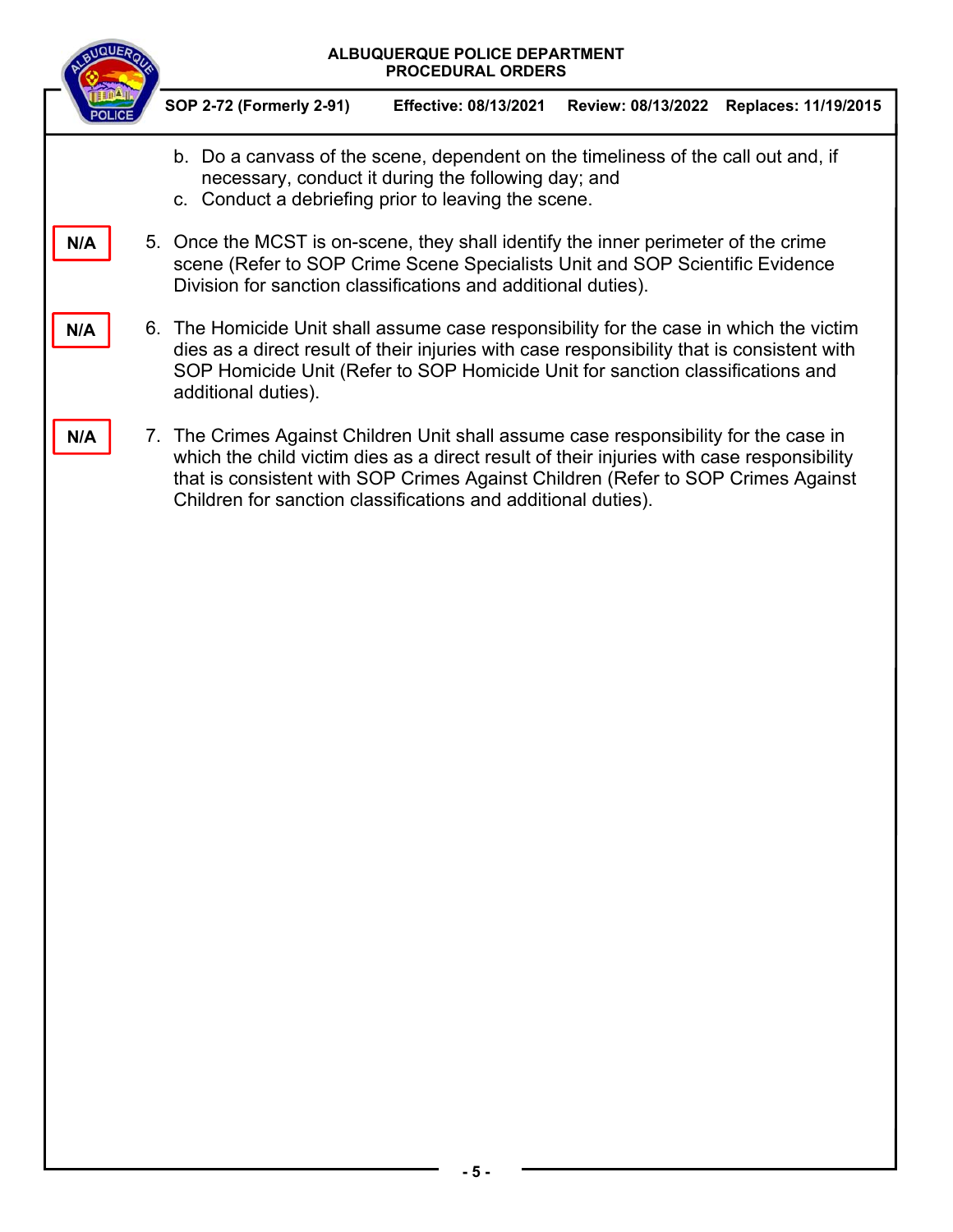b. Do a canvass of the scene, dependent on the timeliness of the call out and, if necessary, conduct it during the following day; and
c. Conduct a debriefing prior to leaving the scene.

**N/A**

5. Once the MCST is on-scene, they shall identify the inner perimeter of the crime scene (Refer to SOP Crime Scene Specialists Unit and SOP Scientific Evidence Division for sanction classifications and additional duties).

**N/A**

6. The Homicide Unit shall assume case responsibility for the case in which the victim dies as a direct result of their injuries with case responsibility that is consistent with SOP Homicide Unit (Refer to SOP Homicide Unit for sanction classifications and additional duties).

**N/A**

7. The Crimes Against Children Unit shall assume case responsibility for the case in which the child victim dies as a direct result of their injuries with case responsibility that is consistent with SOP Crimes Against Children (Refer to SOP Crimes Against Children for sanction classifications and additional duties).